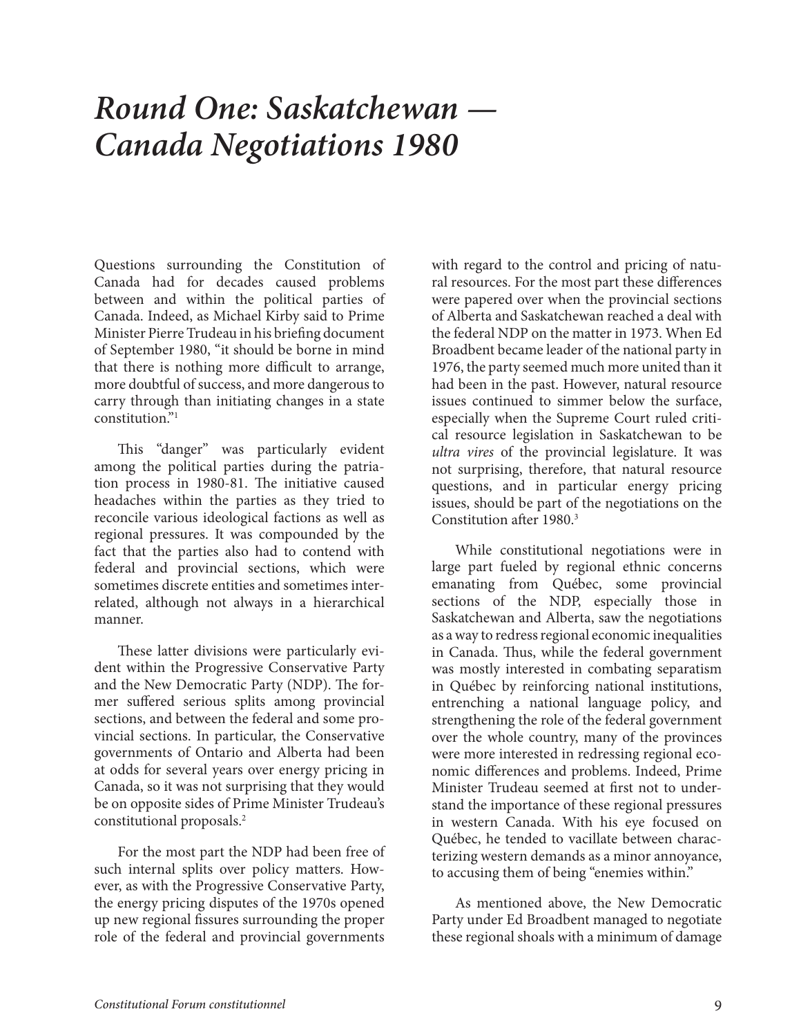# *Round One: Saskatchewan — Canada Negotiations 1980*

Questions surrounding the Constitution of Canada had for decades caused problems between and within the political parties of Canada. Indeed, as Michael Kirby said to Prime Minister Pierre Trudeau in his briefing document of September 1980, "it should be borne in mind that there is nothing more difficult to arrange, more doubtful of success, and more dangerous to carry through than initiating changes in a state constitution."[1]

This "danger" was particularly evident among the political parties during the patriation process in 1980-81. The initiative caused headaches within the parties as they tried to reconcile various ideological factions as well as regional pressures. It was compounded by the fact that the parties also had to contend with federal and provincial sections, which were sometimes discrete entities and sometimes interrelated, although not always in a hierarchical manner.

These latter divisions were particularly evident within the Progressive Conservative Party and the New Democratic Party (NDP). The former suffered serious splits among provincial sections, and between the federal and some provincial sections. In particular, the Conservative governments of Ontario and Alberta had been at odds for several years over energy pricing in Canada, so it was not surprising that they would be on opposite sides of Prime Minister Trudeau's constitutional proposals.[2]

For the most part the NDP had been free of such internal splits over policy matters. However, as with the Progressive Conservative Party, the energy pricing disputes of the 1970s opened up new regional fissures surrounding the proper role of the federal and provincial governments with regard to the control and pricing of natural resources. For the most part these differences were papered over when the provincial sections of Alberta and Saskatchewan reached a deal with the federal NDP on the matter in 1973. When Ed Broadbent became leader of the national party in 1976, the party seemed much more united than it had been in the past. However, natural resource issues continued to simmer below the surface, especially when the Supreme Court ruled critical resource legislation in Saskatchewan to be *ultra vires* of the provincial legislature. It was not surprising, therefore, that natural resource questions, and in particular energy pricing issues, should be part of the negotiations on the Constitution after 1980.[3]

While constitutional negotiations were in large part fueled by regional ethnic concerns emanating from Québec, some provincial sections of the NDP, especially those in Saskatchewan and Alberta, saw the negotiations as a way to redress regional economic inequalities in Canada. Thus, while the federal government was mostly interested in combating separatism in Québec by reinforcing national institutions, entrenching a national language policy, and strengthening the role of the federal government over the whole country, many of the provinces were more interested in redressing regional economic differences and problems. Indeed, Prime Minister Trudeau seemed at first not to understand the importance of these regional pressures in western Canada. With his eye focused on Québec, he tended to vacillate between characterizing western demands as a minor annoyance, to accusing them of being "enemies within."

As mentioned above, the New Democratic Party under Ed Broadbent managed to negotiate these regional shoals with a minimum of damage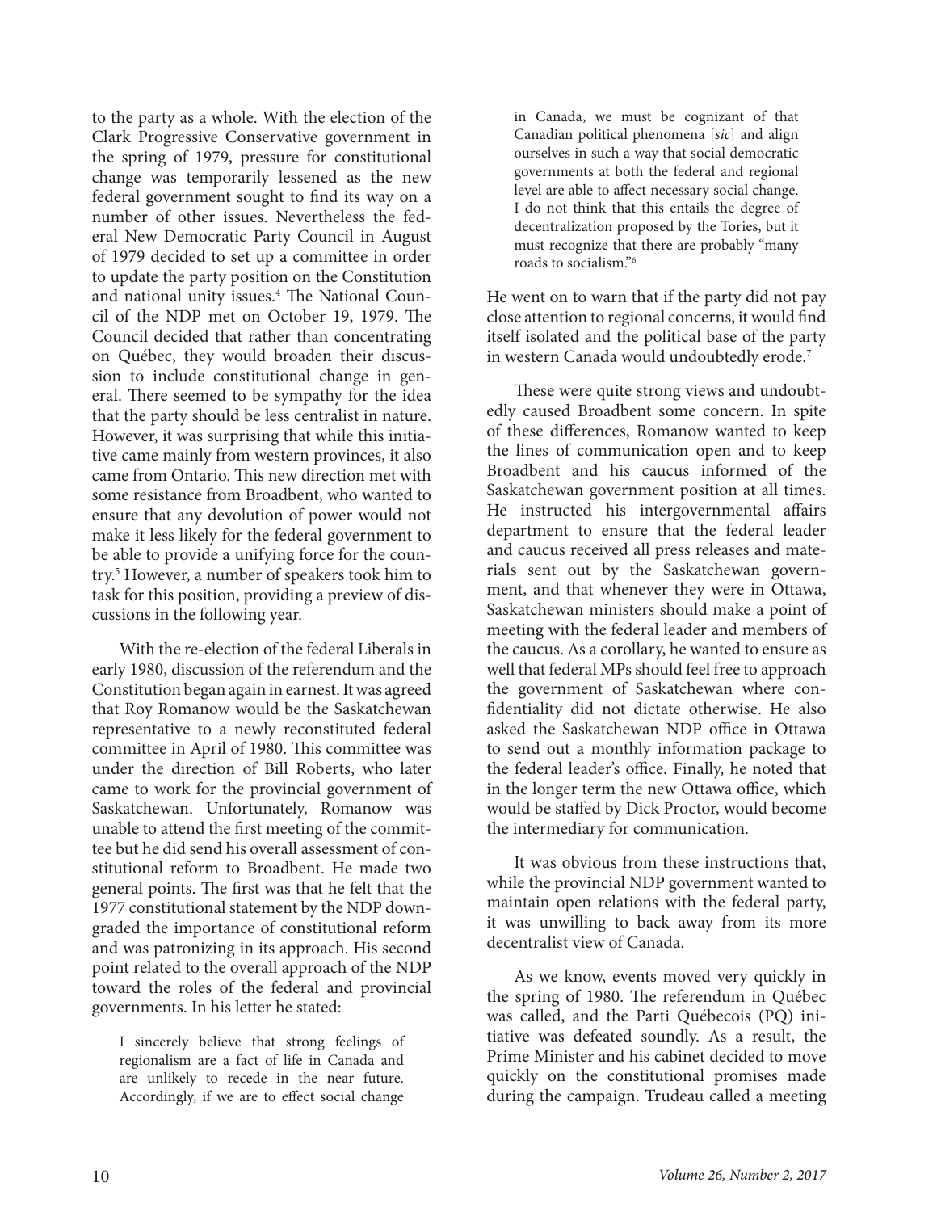to the party as a whole. With the election of the Clark Progressive Conservative government in the spring of 1979, pressure for constitutional change was temporarily lessened as the new federal government sought to find its way on a number of other issues. Nevertheless the federal New Democratic Party Council in August of 1979 decided to set up a committee in order to update the party position on the Constitution and national unity issues.[4] The National Council of the NDP met on October 19, 1979. The Council decided that rather than concentrating on Québec, they would broaden their discussion to include constitutional change in general. There seemed to be sympathy for the idea that the party should be less centralist in nature. However, it was surprising that while this initiative came mainly from western provinces, it also came from Ontario. This new direction met with some resistance from Broadbent, who wanted to ensure that any devolution of power would not make it less likely for the federal government to be able to provide a unifying force for the country.[5] However, a number of speakers took him to task for this position, providing a preview of discussions in the following year.

With the re-election of the federal Liberals in early 1980, discussion of the referendum and the Constitution began again in earnest. It was agreed that Roy Romanow would be the Saskatchewan representative to a newly reconstituted federal committee in April of 1980. This committee was under the direction of Bill Roberts, who later came to work for the provincial government of Saskatchewan. Unfortunately, Romanow was unable to attend the first meeting of the committee but he did send his overall assessment of constitutional reform to Broadbent. He made two general points. The first was that he felt that the 1977 constitutional statement by the NDP downgraded the importance of constitutional reform and was patronizing in its approach. His second point related to the overall approach of the NDP toward the roles of the federal and provincial governments. In his letter he stated:

> I sincerely believe that strong feelings of regionalism are a fact of life in Canada and are unlikely to recede in the near future. Accordingly, if we are to effect social change in Canada, we must be cognizant of that Canadian political phenomena [*sic*] and align ourselves in such a way that social democratic governments at both the federal and regional level are able to affect necessary social change. I do not think that this entails the degree of decentralization proposed by the Tories, but it must recognize that there are probably "many roads to socialism."[6]

He went on to warn that if the party did not pay close attention to regional concerns, it would find itself isolated and the political base of the party in western Canada would undoubtedly erode.[7]

These were quite strong views and undoubtedly caused Broadbent some concern. In spite of these differences, Romanow wanted to keep the lines of communication open and to keep Broadbent and his caucus informed of the Saskatchewan government position at all times. He instructed his intergovernmental affairs department to ensure that the federal leader and caucus received all press releases and materials sent out by the Saskatchewan government, and that whenever they were in Ottawa, Saskatchewan ministers should make a point of meeting with the federal leader and members of the caucus. As a corollary, he wanted to ensure as well that federal MPs should feel free to approach the government of Saskatchewan where confidentiality did not dictate otherwise. He also asked the Saskatchewan NDP office in Ottawa to send out a monthly information package to the federal leader's office. Finally, he noted that in the longer term the new Ottawa office, which would be staffed by Dick Proctor, would become the intermediary for communication.

It was obvious from these instructions that, while the provincial NDP government wanted to maintain open relations with the federal party, it was unwilling to back away from its more decentralist view of Canada.

As we know, events moved very quickly in the spring of 1980. The referendum in Québec was called, and the Parti Québecois (PQ) initiative was defeated soundly. As a result, the Prime Minister and his cabinet decided to move quickly on the constitutional promises made during the campaign. Trudeau called a meeting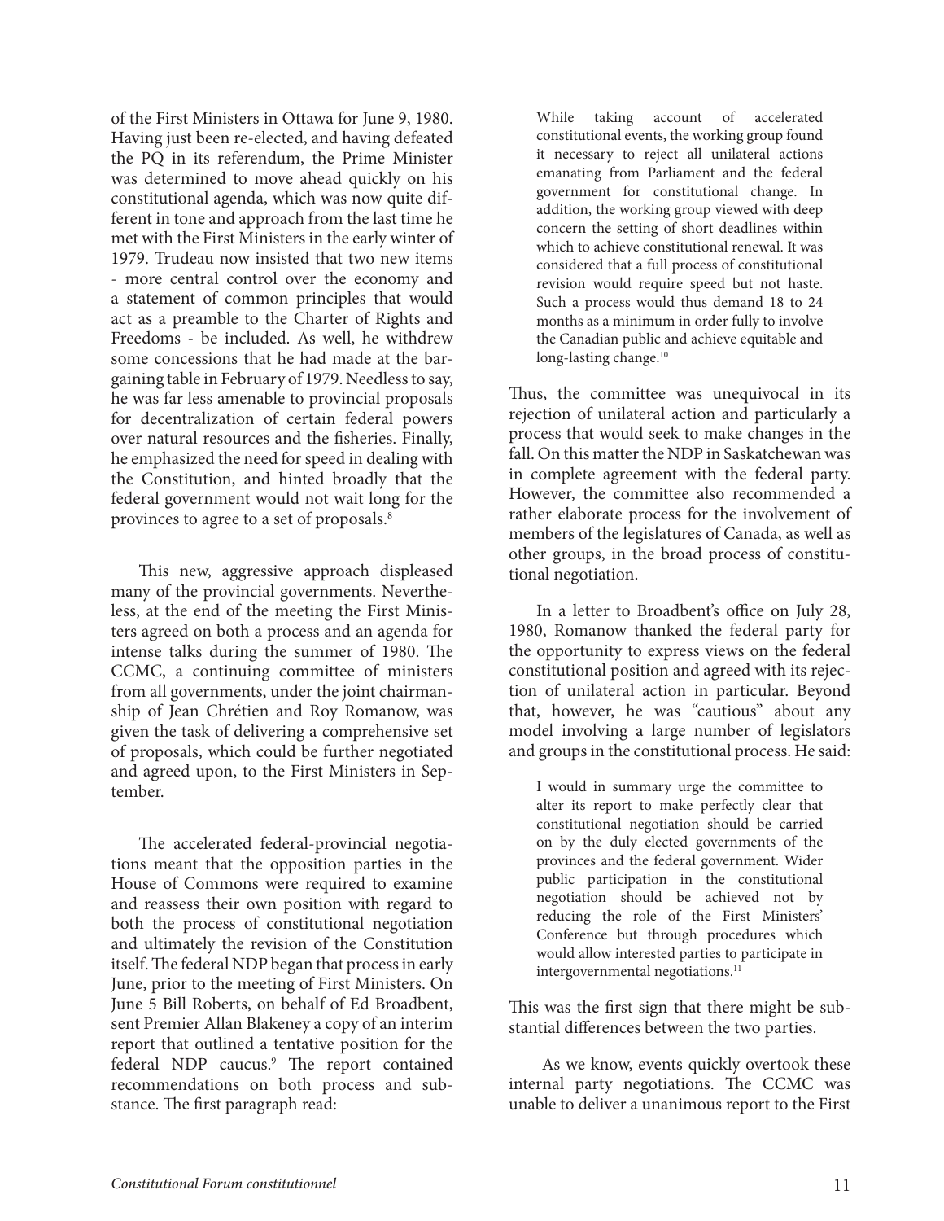of the First Ministers in Ottawa for June 9, 1980. Having just been re-elected, and having defeated the PQ in its referendum, the Prime Minister was determined to move ahead quickly on his constitutional agenda, which was now quite different in tone and approach from the last time he met with the First Ministers in the early winter of 1979. Trudeau now insisted that two new items - more central control over the economy and a statement of common principles that would act as a preamble to the Charter of Rights and Freedoms - be included. As well, he withdrew some concessions that he had made at the bargaining table in February of 1979. Needless to say, he was far less amenable to provincial proposals for decentralization of certain federal powers over natural resources and the fisheries. Finally, he emphasized the need for speed in dealing with the Constitution, and hinted broadly that the federal government would not wait long for the provinces to agree to a set of proposals.[8]

This new, aggressive approach displeased many of the provincial governments. Nevertheless, at the end of the meeting the First Ministers agreed on both a process and an agenda for intense talks during the summer of 1980. The CCMC, a continuing committee of ministers from all governments, under the joint chairmanship of Jean Chrétien and Roy Romanow, was given the task of delivering a comprehensive set of proposals, which could be further negotiated and agreed upon, to the First Ministers in September.

The accelerated federal-provincial negotiations meant that the opposition parties in the House of Commons were required to examine and reassess their own position with regard to both the process of constitutional negotiation and ultimately the revision of the Constitution itself. The federal NDP began that process in early June, prior to the meeting of First Ministers. On June 5 Bill Roberts, on behalf of Ed Broadbent, sent Premier Allan Blakeney a copy of an interim report that outlined a tentative position for the federal NDP caucus.[9] The report contained recommendations on both process and substance. The first paragraph read:

> While taking account of accelerated constitutional events, the working group found it necessary to reject all unilateral actions emanating from Parliament and the federal government for constitutional change. In addition, the working group viewed with deep concern the setting of short deadlines within which to achieve constitutional renewal. It was considered that a full process of constitutional revision would require speed but not haste. Such a process would thus demand 18 to 24 months as a minimum in order fully to involve the Canadian public and achieve equitable and long-lasting change.[10]

Thus, the committee was unequivocal in its rejection of unilateral action and particularly a process that would seek to make changes in the fall. On this matter the NDP in Saskatchewan was in complete agreement with the federal party. However, the committee also recommended a rather elaborate process for the involvement of members of the legislatures of Canada, as well as other groups, in the broad process of constitutional negotiation.

In a letter to Broadbent's office on July 28, 1980, Romanow thanked the federal party for the opportunity to express views on the federal constitutional position and agreed with its rejection of unilateral action in particular. Beyond that, however, he was "cautious" about any model involving a large number of legislators and groups in the constitutional process. He said:

> I would in summary urge the committee to alter its report to make perfectly clear that constitutional negotiation should be carried on by the duly elected governments of the provinces and the federal government. Wider public participation in the constitutional negotiation should be achieved not by reducing the role of the First Ministers' Conference but through procedures which would allow interested parties to participate in intergovernmental negotiations.[11]

This was the first sign that there might be substantial differences between the two parties.

As we know, events quickly overtook these internal party negotiations. The CCMC was unable to deliver a unanimous report to the First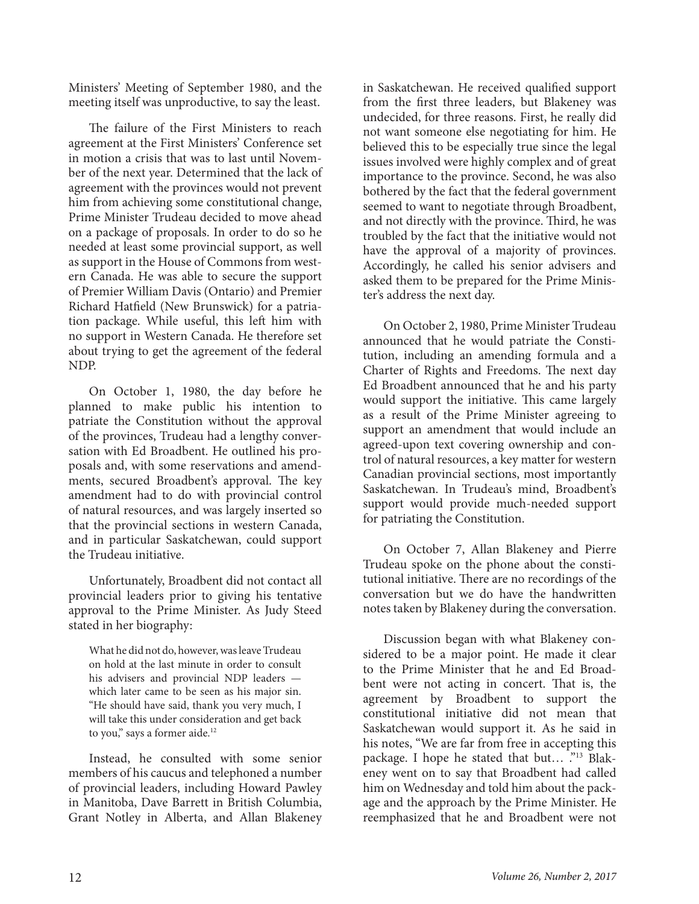Ministers' Meeting of September 1980, and the meeting itself was unproductive, to say the least.

The failure of the First Ministers to reach agreement at the First Ministers' Conference set in motion a crisis that was to last until November of the next year. Determined that the lack of agreement with the provinces would not prevent him from achieving some constitutional change, Prime Minister Trudeau decided to move ahead on a package of proposals. In order to do so he needed at least some provincial support, as well as support in the House of Commons from western Canada. He was able to secure the support of Premier William Davis (Ontario) and Premier Richard Hatfield (New Brunswick) for a patriation package. While useful, this left him with no support in Western Canada. He therefore set about trying to get the agreement of the federal NDP.

On October 1, 1980, the day before he planned to make public his intention to patriate the Constitution without the approval of the provinces, Trudeau had a lengthy conversation with Ed Broadbent. He outlined his proposals and, with some reservations and amendments, secured Broadbent's approval. The key amendment had to do with provincial control of natural resources, and was largely inserted so that the provincial sections in western Canada, and in particular Saskatchewan, could support the Trudeau initiative.

Unfortunately, Broadbent did not contact all provincial leaders prior to giving his tentative approval to the Prime Minister. As Judy Steed stated in her biography:

> What he did not do, however, was leave Trudeau on hold at the last minute in order to consult his advisers and provincial NDP leaders — which later came to be seen as his major sin. "He should have said, thank you very much, I will take this under consideration and get back to you," says a former aide.[12]

Instead, he consulted with some senior members of his caucus and telephoned a number of provincial leaders, including Howard Pawley in Manitoba, Dave Barrett in British Columbia, Grant Notley in Alberta, and Allan Blakeney in Saskatchewan. He received qualified support from the first three leaders, but Blakeney was undecided, for three reasons. First, he really did not want someone else negotiating for him. He believed this to be especially true since the legal issues involved were highly complex and of great importance to the province. Second, he was also bothered by the fact that the federal government seemed to want to negotiate through Broadbent, and not directly with the province. Third, he was troubled by the fact that the initiative would not have the approval of a majority of provinces. Accordingly, he called his senior advisers and asked them to be prepared for the Prime Minister's address the next day.

On October 2, 1980, Prime Minister Trudeau announced that he would patriate the Constitution, including an amending formula and a Charter of Rights and Freedoms. The next day Ed Broadbent announced that he and his party would support the initiative. This came largely as a result of the Prime Minister agreeing to support an amendment that would include an agreed-upon text covering ownership and control of natural resources, a key matter for western Canadian provincial sections, most importantly Saskatchewan. In Trudeau's mind, Broadbent's support would provide much-needed support for patriating the Constitution.

On October 7, Allan Blakeney and Pierre Trudeau spoke on the phone about the constitutional initiative. There are no recordings of the conversation but we do have the handwritten notes taken by Blakeney during the conversation.

Discussion began with what Blakeney considered to be a major point. He made it clear to the Prime Minister that he and Ed Broadbent were not acting in concert. That is, the agreement by Broadbent to support the constitutional initiative did not mean that Saskatchewan would support it. As he said in his notes, "We are far from free in accepting this package. I hope he stated that but… ."[13] Blakeney went on to say that Broadbent had called him on Wednesday and told him about the package and the approach by the Prime Minister. He reemphasized that he and Broadbent were not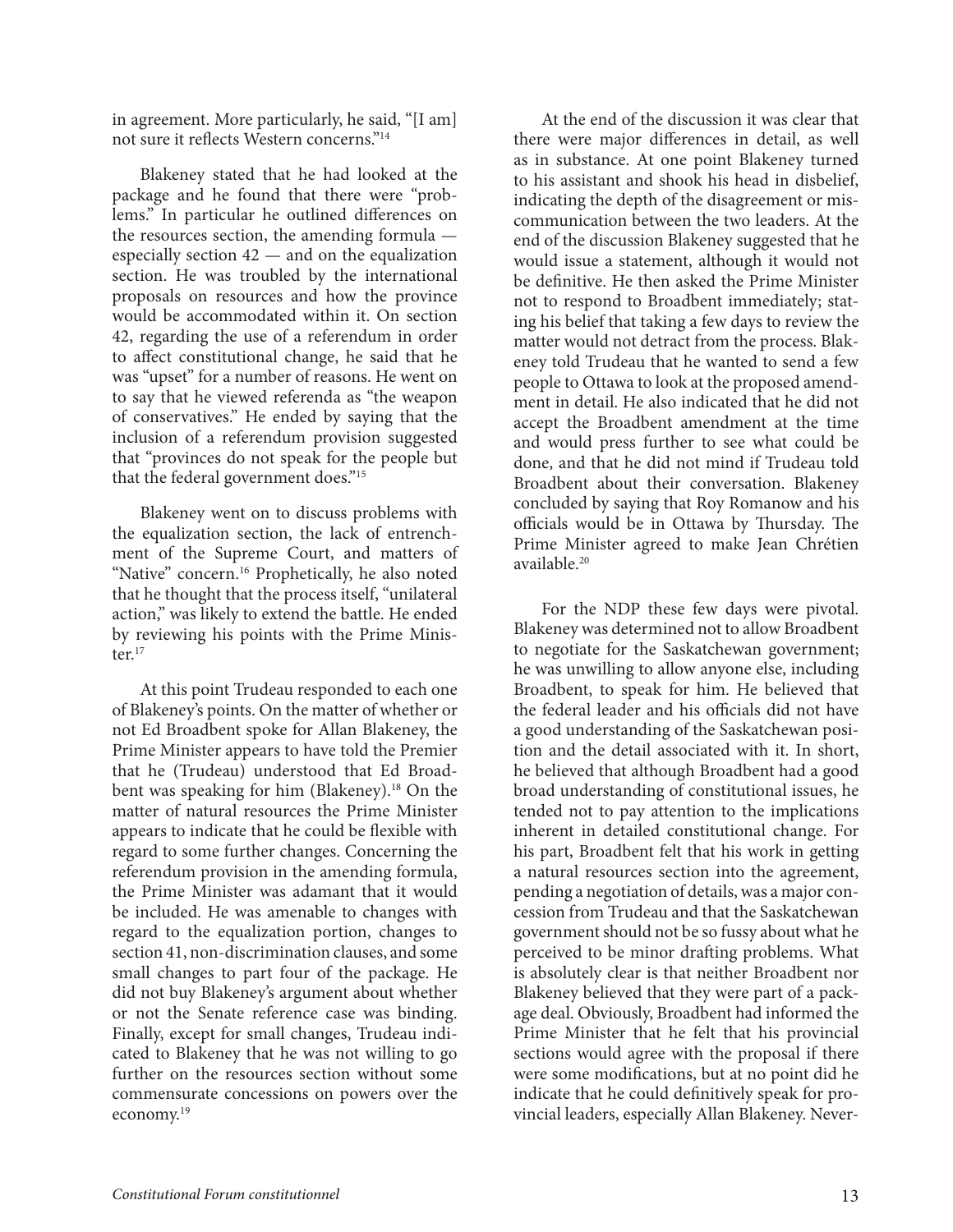in agreement. More particularly, he said, "[I am] not sure it reflects Western concerns."[14]

Blakeney stated that he had looked at the package and he found that there were "problems." In particular he outlined differences on the resources section, the amending formula — especially section 42 — and on the equalization section. He was troubled by the international proposals on resources and how the province would be accommodated within it. On section 42, regarding the use of a referendum in order to affect constitutional change, he said that he was "upset" for a number of reasons. He went on to say that he viewed referenda as "the weapon of conservatives." He ended by saying that the inclusion of a referendum provision suggested that "provinces do not speak for the people but that the federal government does."[15]

Blakeney went on to discuss problems with the equalization section, the lack of entrenchment of the Supreme Court, and matters of "Native" concern.[16] Prophetically, he also noted that he thought that the process itself, "unilateral action," was likely to extend the battle. He ended by reviewing his points with the Prime Minister.[17]

At this point Trudeau responded to each one of Blakeney's points. On the matter of whether or not Ed Broadbent spoke for Allan Blakeney, the Prime Minister appears to have told the Premier that he (Trudeau) understood that Ed Broadbent was speaking for him (Blakeney).[18] On the matter of natural resources the Prime Minister appears to indicate that he could be flexible with regard to some further changes. Concerning the referendum provision in the amending formula, the Prime Minister was adamant that it would be included. He was amenable to changes with regard to the equalization portion, changes to section 41, non-discrimination clauses, and some small changes to part four of the package. He did not buy Blakeney's argument about whether or not the Senate reference case was binding. Finally, except for small changes, Trudeau indicated to Blakeney that he was not willing to go further on the resources section without some commensurate concessions on powers over the economy.[19]

At the end of the discussion it was clear that there were major differences in detail, as well as in substance. At one point Blakeney turned to his assistant and shook his head in disbelief, indicating the depth of the disagreement or miscommunication between the two leaders. At the end of the discussion Blakeney suggested that he would issue a statement, although it would not be definitive. He then asked the Prime Minister not to respond to Broadbent immediately; stating his belief that taking a few days to review the matter would not detract from the process. Blakeney told Trudeau that he wanted to send a few people to Ottawa to look at the proposed amendment in detail. He also indicated that he did not accept the Broadbent amendment at the time and would press further to see what could be done, and that he did not mind if Trudeau told Broadbent about their conversation. Blakeney concluded by saying that Roy Romanow and his officials would be in Ottawa by Thursday. The Prime Minister agreed to make Jean Chrétien available.[20]

For the NDP these few days were pivotal. Blakeney was determined not to allow Broadbent to negotiate for the Saskatchewan government; he was unwilling to allow anyone else, including Broadbent, to speak for him. He believed that the federal leader and his officials did not have a good understanding of the Saskatchewan position and the detail associated with it. In short, he believed that although Broadbent had a good broad understanding of constitutional issues, he tended not to pay attention to the implications inherent in detailed constitutional change. For his part, Broadbent felt that his work in getting a natural resources section into the agreement, pending a negotiation of details, was a major concession from Trudeau and that the Saskatchewan government should not be so fussy about what he perceived to be minor drafting problems. What is absolutely clear is that neither Broadbent nor Blakeney believed that they were part of a package deal. Obviously, Broadbent had informed the Prime Minister that he felt that his provincial sections would agree with the proposal if there were some modifications, but at no point did he indicate that he could definitively speak for provincial leaders, especially Allan Blakeney. Never-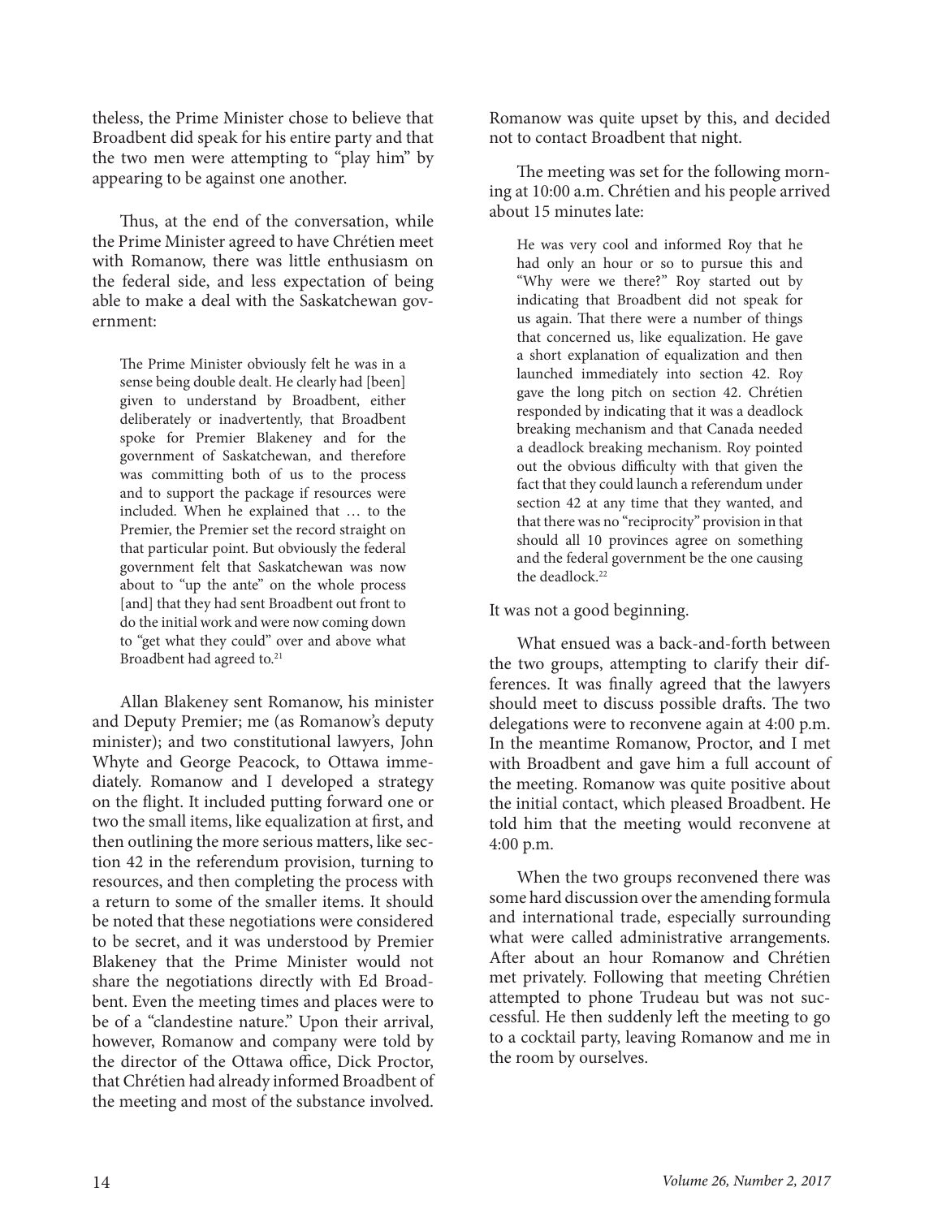theless, the Prime Minister chose to believe that Broadbent did speak for his entire party and that the two men were attempting to "play him" by appearing to be against one another.

Thus, at the end of the conversation, while the Prime Minister agreed to have Chrétien meet with Romanow, there was little enthusiasm on the federal side, and less expectation of being able to make a deal with the Saskatchewan government:

> The Prime Minister obviously felt he was in a sense being double dealt. He clearly had [been] given to understand by Broadbent, either deliberately or inadvertently, that Broadbent spoke for Premier Blakeney and for the government of Saskatchewan, and therefore was committing both of us to the process and to support the package if resources were included. When he explained that … to the Premier, the Premier set the record straight on that particular point. But obviously the federal government felt that Saskatchewan was now about to "up the ante" on the whole process [and] that they had sent Broadbent out front to do the initial work and were now coming down to "get what they could" over and above what Broadbent had agreed to.[21]

Allan Blakeney sent Romanow, his minister and Deputy Premier; me (as Romanow's deputy minister); and two constitutional lawyers, John Whyte and George Peacock, to Ottawa immediately. Romanow and I developed a strategy on the flight. It included putting forward one or two the small items, like equalization at first, and then outlining the more serious matters, like section 42 in the referendum provision, turning to resources, and then completing the process with a return to some of the smaller items. It should be noted that these negotiations were considered to be secret, and it was understood by Premier Blakeney that the Prime Minister would not share the negotiations directly with Ed Broadbent. Even the meeting times and places were to be of a "clandestine nature." Upon their arrival, however, Romanow and company were told by the director of the Ottawa office, Dick Proctor, that Chrétien had already informed Broadbent of the meeting and most of the substance involved. Romanow was quite upset by this, and decided not to contact Broadbent that night.

The meeting was set for the following morning at 10:00 a.m. Chrétien and his people arrived about 15 minutes late:

> He was very cool and informed Roy that he had only an hour or so to pursue this and "Why were we there?" Roy started out by indicating that Broadbent did not speak for us again. That there were a number of things that concerned us, like equalization. He gave a short explanation of equalization and then launched immediately into section 42. Roy gave the long pitch on section 42. Chrétien responded by indicating that it was a deadlock breaking mechanism and that Canada needed a deadlock breaking mechanism. Roy pointed out the obvious difficulty with that given the fact that they could launch a referendum under section 42 at any time that they wanted, and that there was no "reciprocity" provision in that should all 10 provinces agree on something and the federal government be the one causing the deadlock.[22]

It was not a good beginning.

What ensued was a back-and-forth between the two groups, attempting to clarify their differences. It was finally agreed that the lawyers should meet to discuss possible drafts. The two delegations were to reconvene again at 4:00 p.m. In the meantime Romanow, Proctor, and I met with Broadbent and gave him a full account of the meeting. Romanow was quite positive about the initial contact, which pleased Broadbent. He told him that the meeting would reconvene at 4:00 p.m.

When the two groups reconvened there was some hard discussion over the amending formula and international trade, especially surrounding what were called administrative arrangements. After about an hour Romanow and Chrétien met privately. Following that meeting Chrétien attempted to phone Trudeau but was not successful. He then suddenly left the meeting to go to a cocktail party, leaving Romanow and me in the room by ourselves.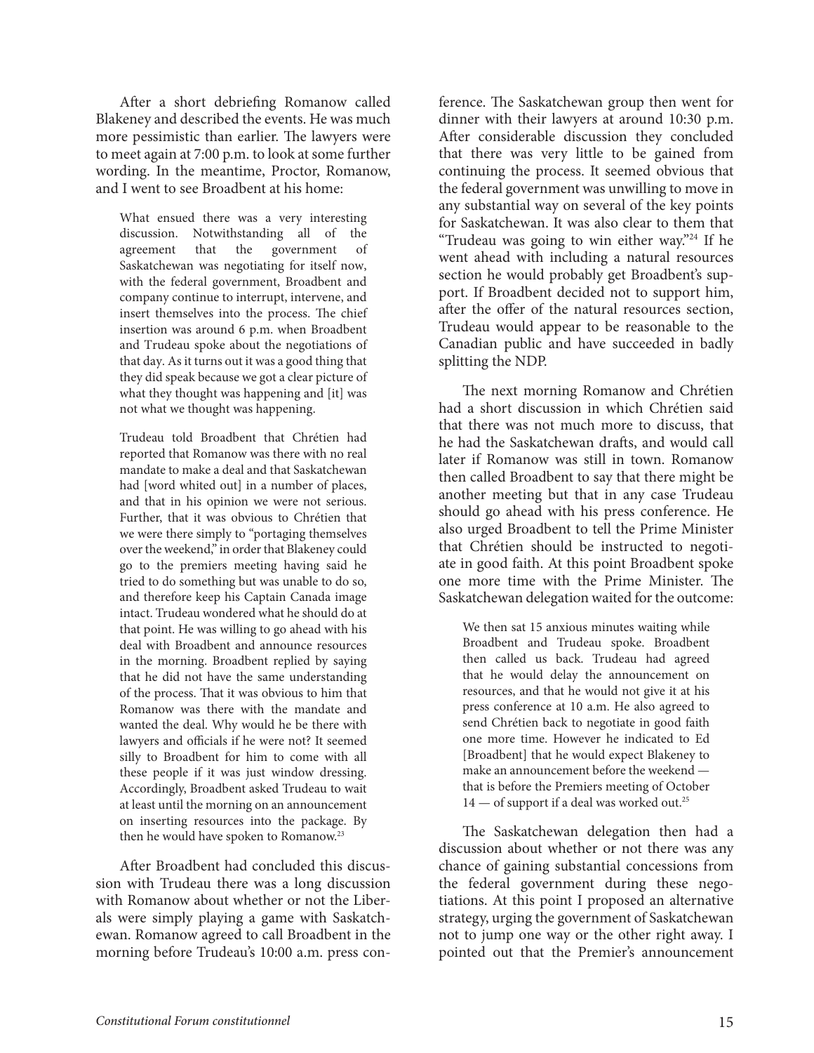After a short debriefing Romanow called Blakeney and described the events. He was much more pessimistic than earlier. The lawyers were to meet again at 7:00 p.m. to look at some further wording. In the meantime, Proctor, Romanow, and I went to see Broadbent at his home:

> What ensued there was a very interesting discussion. Notwithstanding all of the agreement that the government of Saskatchewan was negotiating for itself now, with the federal government, Broadbent and company continue to interrupt, intervene, and insert themselves into the process. The chief insertion was around 6 p.m. when Broadbent and Trudeau spoke about the negotiations of that day. As it turns out it was a good thing that they did speak because we got a clear picture of what they thought was happening and [it] was not what we thought was happening.
>
> Trudeau told Broadbent that Chrétien had reported that Romanow was there with no real mandate to make a deal and that Saskatchewan had [word whited out] in a number of places, and that in his opinion we were not serious. Further, that it was obvious to Chrétien that we were there simply to "portaging themselves over the weekend," in order that Blakeney could go to the premiers meeting having said he tried to do something but was unable to do so, and therefore keep his Captain Canada image intact. Trudeau wondered what he should do at that point. He was willing to go ahead with his deal with Broadbent and announce resources in the morning. Broadbent replied by saying that he did not have the same understanding of the process. That it was obvious to him that Romanow was there with the mandate and wanted the deal. Why would he be there with lawyers and officials if he were not? It seemed silly to Broadbent for him to come with all these people if it was just window dressing. Accordingly, Broadbent asked Trudeau to wait at least until the morning on an announcement on inserting resources into the package. By then he would have spoken to Romanow.[23]

After Broadbent had concluded this discussion with Trudeau there was a long discussion with Romanow about whether or not the Liberals were simply playing a game with Saskatchewan. Romanow agreed to call Broadbent in the morning before Trudeau's 10:00 a.m. press conference. The Saskatchewan group then went for dinner with their lawyers at around 10:30 p.m. After considerable discussion they concluded that there was very little to be gained from continuing the process. It seemed obvious that the federal government was unwilling to move in any substantial way on several of the key points for Saskatchewan. It was also clear to them that "Trudeau was going to win either way."[24] If he went ahead with including a natural resources section he would probably get Broadbent's support. If Broadbent decided not to support him, after the offer of the natural resources section, Trudeau would appear to be reasonable to the Canadian public and have succeeded in badly splitting the NDP.

The next morning Romanow and Chrétien had a short discussion in which Chrétien said that there was not much more to discuss, that he had the Saskatchewan drafts, and would call later if Romanow was still in town. Romanow then called Broadbent to say that there might be another meeting but that in any case Trudeau should go ahead with his press conference. He also urged Broadbent to tell the Prime Minister that Chrétien should be instructed to negotiate in good faith. At this point Broadbent spoke one more time with the Prime Minister. The Saskatchewan delegation waited for the outcome:

> We then sat 15 anxious minutes waiting while Broadbent and Trudeau spoke. Broadbent then called us back. Trudeau had agreed that he would delay the announcement on resources, and that he would not give it at his press conference at 10 a.m. He also agreed to send Chrétien back to negotiate in good faith one more time. However he indicated to Ed [Broadbent] that he would expect Blakeney to make an announcement before the weekend — that is before the Premiers meeting of October 14 — of support if a deal was worked out.[25]

The Saskatchewan delegation then had a discussion about whether or not there was any chance of gaining substantial concessions from the federal government during these negotiations. At this point I proposed an alternative strategy, urging the government of Saskatchewan not to jump one way or the other right away. I pointed out that the Premier's announcement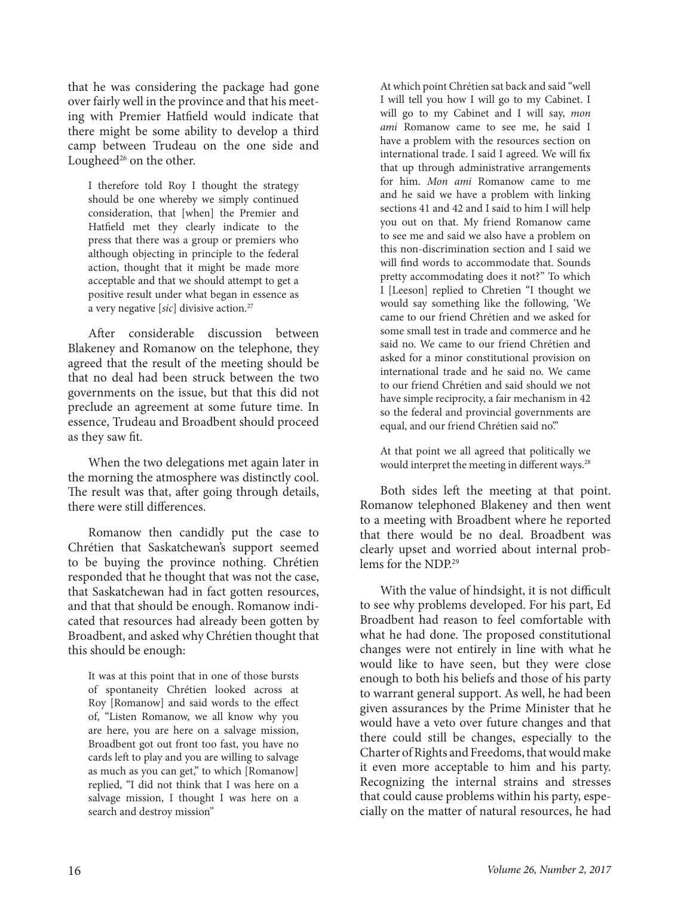that he was considering the package had gone over fairly well in the province and that his meeting with Premier Hatfield would indicate that there might be some ability to develop a third camp between Trudeau on the one side and Lougheed[26] on the other.

> I therefore told Roy I thought the strategy should be one whereby we simply continued consideration, that [when] the Premier and Hatfield met they clearly indicate to the press that there was a group or premiers who although objecting in principle to the federal action, thought that it might be made more acceptable and that we should attempt to get a positive result under what began in essence as a very negative [*sic*] divisive action.[27]

After considerable discussion between Blakeney and Romanow on the telephone, they agreed that the result of the meeting should be that no deal had been struck between the two governments on the issue, but that this did not preclude an agreement at some future time. In essence, Trudeau and Broadbent should proceed as they saw fit.

When the two delegations met again later in the morning the atmosphere was distinctly cool. The result was that, after going through details, there were still differences.

Romanow then candidly put the case to Chrétien that Saskatchewan's support seemed to be buying the province nothing. Chrétien responded that he thought that was not the case, that Saskatchewan had in fact gotten resources, and that that should be enough. Romanow indicated that resources had already been gotten by Broadbent, and asked why Chrétien thought that this should be enough:

> It was at this point that in one of those bursts of spontaneity Chrétien looked across at Roy [Romanow] and said words to the effect of, "Listen Romanow, we all know why you are here, you are here on a salvage mission, Broadbent got out front too fast, you have no cards left to play and you are willing to salvage as much as you can get," to which [Romanow] replied, "I did not think that I was here on a salvage mission, I thought I was here on a search and destroy mission"

> At which point Chrétien sat back and said "well I will tell you how I will go to my Cabinet. I will go to my Cabinet and I will say, *mon ami* Romanow came to see me, he said I have a problem with the resources section on international trade. I said I agreed. We will fix that up through administrative arrangements for him. *Mon ami* Romanow came to me and he said we have a problem with linking sections 41 and 42 and I said to him I will help you out on that. My friend Romanow came to see me and said we also have a problem on this non-discrimination section and I said we will find words to accommodate that. Sounds pretty accommodating does it not?" To which I [Leeson] replied to Chretien "I thought we would say something like the following, 'We came to our friend Chrétien and we asked for some small test in trade and commerce and he said no. We came to our friend Chrétien and asked for a minor constitutional provision on international trade and he said no. We came to our friend Chrétien and said should we not have simple reciprocity, a fair mechanism in 42 so the federal and provincial governments are equal, and our friend Chrétien said no.'"

> At that point we all agreed that politically we would interpret the meeting in different ways.[28]

Both sides left the meeting at that point. Romanow telephoned Blakeney and then went to a meeting with Broadbent where he reported that there would be no deal. Broadbent was clearly upset and worried about internal problems for the NDP.[29]

With the value of hindsight, it is not difficult to see why problems developed. For his part, Ed Broadbent had reason to feel comfortable with what he had done. The proposed constitutional changes were not entirely in line with what he would like to have seen, but they were close enough to both his beliefs and those of his party to warrant general support. As well, he had been given assurances by the Prime Minister that he would have a veto over future changes and that there could still be changes, especially to the Charter of Rights and Freedoms, that would make it even more acceptable to him and his party. Recognizing the internal strains and stresses that could cause problems within his party, especially on the matter of natural resources, he had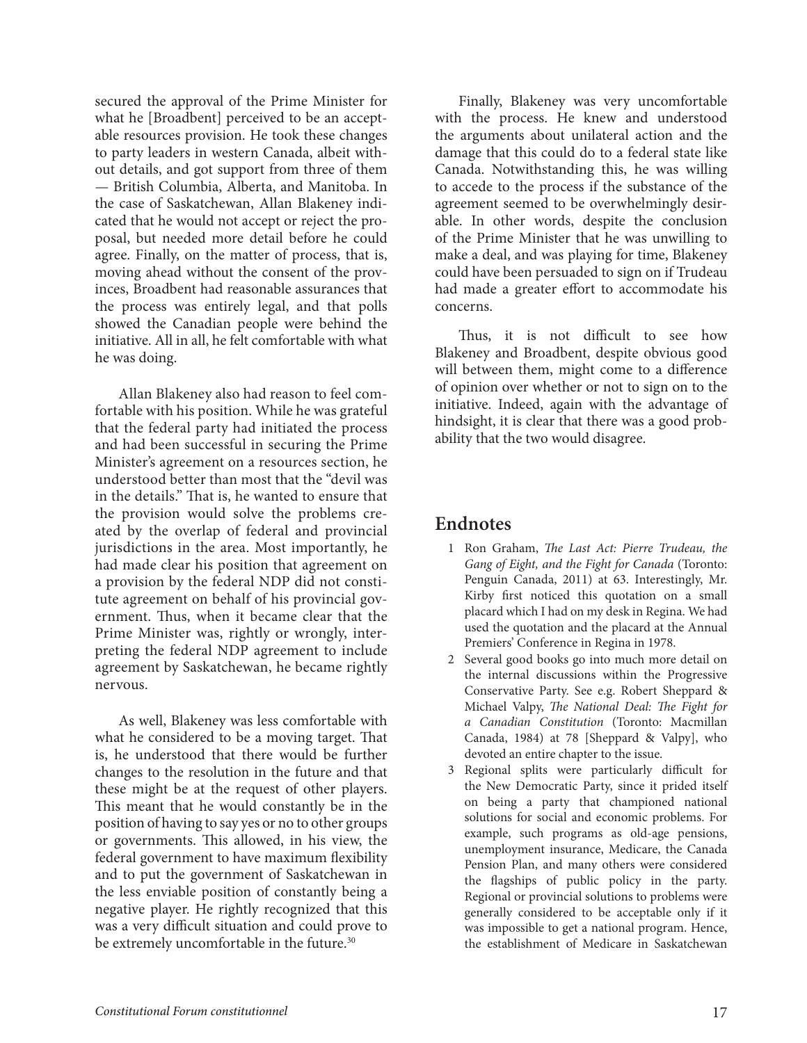secured the approval of the Prime Minister for what he [Broadbent] perceived to be an acceptable resources provision. He took these changes to party leaders in western Canada, albeit without details, and got support from three of them — British Columbia, Alberta, and Manitoba. In the case of Saskatchewan, Allan Blakeney indicated that he would not accept or reject the proposal, but needed more detail before he could agree. Finally, on the matter of process, that is, moving ahead without the consent of the provinces, Broadbent had reasonable assurances that the process was entirely legal, and that polls showed the Canadian people were behind the initiative. All in all, he felt comfortable with what he was doing.

Allan Blakeney also had reason to feel comfortable with his position. While he was grateful that the federal party had initiated the process and had been successful in securing the Prime Minister's agreement on a resources section, he understood better than most that the "devil was in the details." That is, he wanted to ensure that the provision would solve the problems created by the overlap of federal and provincial jurisdictions in the area. Most importantly, he had made clear his position that agreement on a provision by the federal NDP did not constitute agreement on behalf of his provincial government. Thus, when it became clear that the Prime Minister was, rightly or wrongly, interpreting the federal NDP agreement to include agreement by Saskatchewan, he became rightly nervous.

As well, Blakeney was less comfortable with what he considered to be a moving target. That is, he understood that there would be further changes to the resolution in the future and that these might be at the request of other players. This meant that he would constantly be in the position of having to say yes or no to other groups or governments. This allowed, in his view, the federal government to have maximum flexibility and to put the government of Saskatchewan in the less enviable position of constantly being a negative player. He rightly recognized that this was a very difficult situation and could prove to be extremely uncomfortable in the future.[30]

Finally, Blakeney was very uncomfortable with the process. He knew and understood the arguments about unilateral action and the damage that this could do to a federal state like Canada. Notwithstanding this, he was willing to accede to the process if the substance of the agreement seemed to be overwhelmingly desirable. In other words, despite the conclusion of the Prime Minister that he was unwilling to make a deal, and was playing for time, Blakeney could have been persuaded to sign on if Trudeau had made a greater effort to accommodate his concerns.

Thus, it is not difficult to see how Blakeney and Broadbent, despite obvious good will between them, might come to a difference of opinion over whether or not to sign on to the initiative. Indeed, again with the advantage of hindsight, it is clear that there was a good probability that the two would disagree.

## Endnotes

1 Ron Graham, *The Last Act: Pierre Trudeau, the Gang of Eight, and the Fight for Canada* (Toronto: Penguin Canada, 2011) at 63. Interestingly, Mr. Kirby first noticed this quotation on a small placard which I had on my desk in Regina. We had used the quotation and the placard at the Annual Premiers' Conference in Regina in 1978.

2 Several good books go into much more detail on the internal discussions within the Progressive Conservative Party. See e.g. Robert Sheppard & Michael Valpy, *The National Deal: The Fight for a Canadian Constitution* (Toronto: Macmillan Canada, 1984) at 78 [Sheppard & Valpy], who devoted an entire chapter to the issue.

3 Regional splits were particularly difficult for the New Democratic Party, since it prided itself on being a party that championed national solutions for social and economic problems. For example, such programs as old-age pensions, unemployment insurance, Medicare, the Canada Pension Plan, and many others were considered the flagships of public policy in the party. Regional or provincial solutions to problems were generally considered to be acceptable only if it was impossible to get a national program. Hence, the establishment of Medicare in Saskatchewan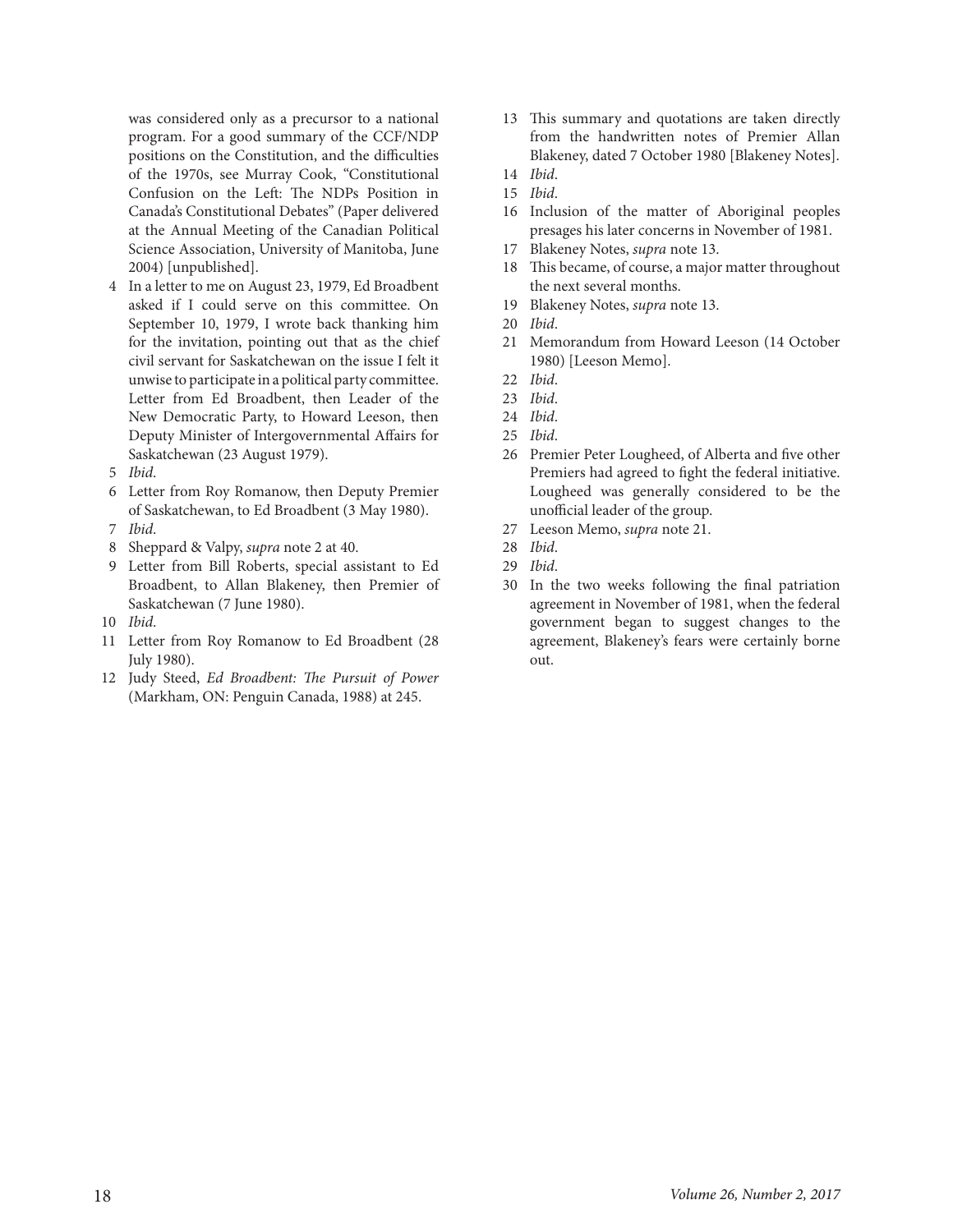was considered only as a precursor to a national program. For a good summary of the CCF/NDP positions on the Constitution, and the difficulties of the 1970s, see Murray Cook, "Constitutional Confusion on the Left: The NDPs Position in Canada's Constitutional Debates" (Paper delivered at the Annual Meeting of the Canadian Political Science Association, University of Manitoba, June 2004) [unpublished].

4 In a letter to me on August 23, 1979, Ed Broadbent asked if I could serve on this committee. On September 10, 1979, I wrote back thanking him for the invitation, pointing out that as the chief civil servant for Saskatchewan on the issue I felt it unwise to participate in a political party committee. Letter from Ed Broadbent, then Leader of the New Democratic Party, to Howard Leeson, then Deputy Minister of Intergovernmental Affairs for Saskatchewan (23 August 1979).

5 *Ibid*.

6 Letter from Roy Romanow, then Deputy Premier of Saskatchewan, to Ed Broadbent (3 May 1980).

7 *Ibid*.

8 Sheppard & Valpy, *supra* note 2 at 40.

9 Letter from Bill Roberts, special assistant to Ed Broadbent, to Allan Blakeney, then Premier of Saskatchewan (7 June 1980).

10 *Ibid*.

11 Letter from Roy Romanow to Ed Broadbent (28 July 1980).

12 Judy Steed, *Ed Broadbent: The Pursuit of Power* (Markham, ON: Penguin Canada, 1988) at 245.

13 This summary and quotations are taken directly from the handwritten notes of Premier Allan Blakeney, dated 7 October 1980 [Blakeney Notes].

14 *Ibid*.

15 *Ibid*.

16 Inclusion of the matter of Aboriginal peoples presages his later concerns in November of 1981.

17 Blakeney Notes, *supra* note 13.

18 This became, of course, a major matter throughout the next several months.

19 Blakeney Notes, *supra* note 13.

20 *Ibid*.

21 Memorandum from Howard Leeson (14 October 1980) [Leeson Memo].

22 *Ibid*.

23 *Ibid*.

24 *Ibid*.

25 *Ibid*.

26 Premier Peter Lougheed, of Alberta and five other Premiers had agreed to fight the federal initiative. Lougheed was generally considered to be the unofficial leader of the group.

27 Leeson Memo, *supra* note 21.

28 *Ibid*.

29 *Ibid*.

30 In the two weeks following the final patriation agreement in November of 1981, when the federal government began to suggest changes to the agreement, Blakeney's fears were certainly borne out.